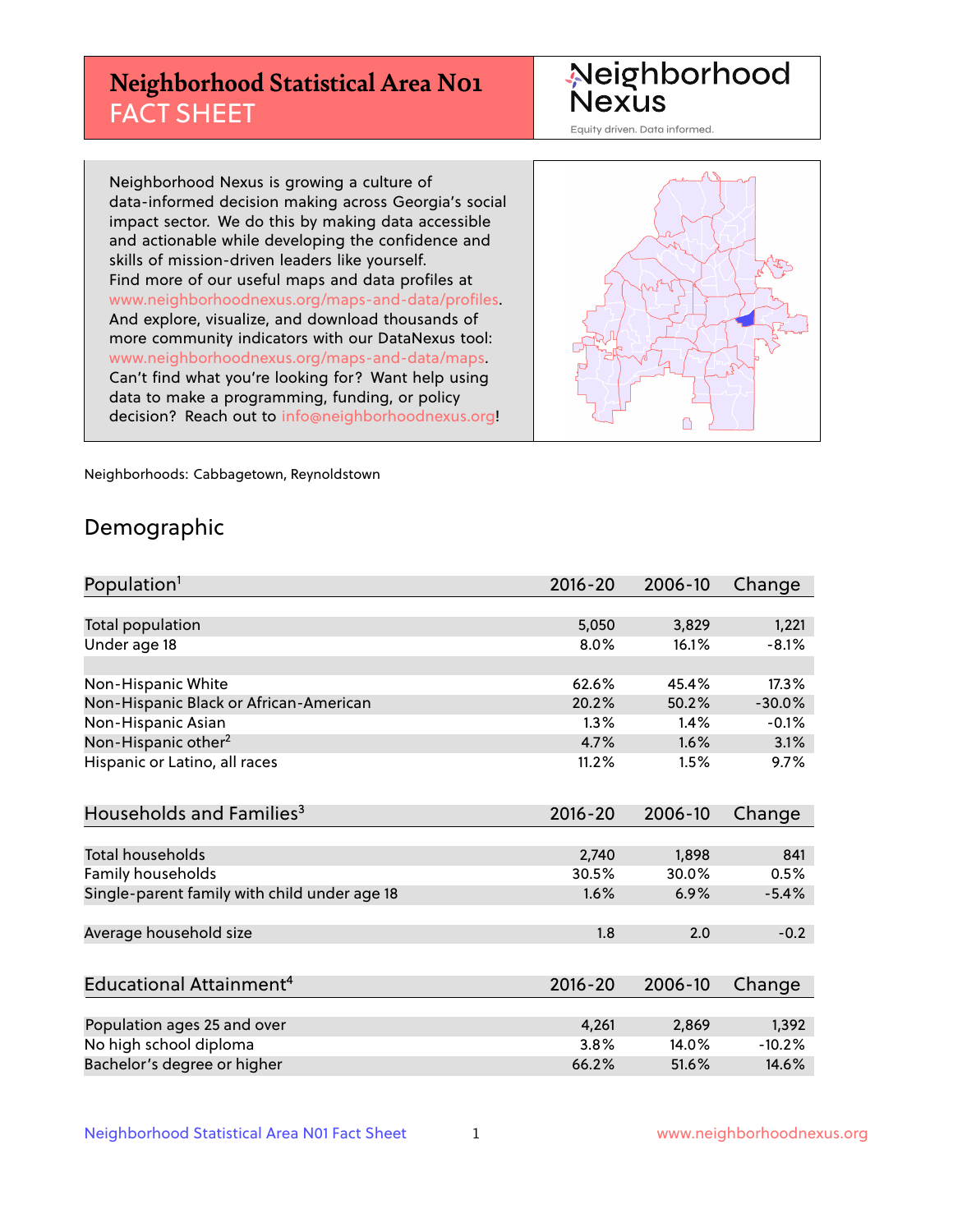# Neighborhood Statistical Area N01 FACT SHEET

Neighborhood Nexus

Equity driven. Data informed.

Neighborhood Nexus is growing a culture of data-informed decision making across Georgia's social impact sector. We do this by making data accessible and actionable while developing the confidence and skills of mission-driven leaders like yourself. Find more of our useful maps and data profiles at www.neighborhoodnexus.org/maps-and-data/profiles. And explore, visualize, and download thousands of more community indicators with our DataNexus tool: www.neighborhoodnexus.org/maps-and-data/maps. Can't find what you're looking for? Want help using data to make a programming, funding, or policy decision? Reach out to info@neighborhoodnexus.org!

Neighborhoods: Cabbagetown, Reynoldstown

## Demographic

| Population[1] | 2016-20 | 2006-10 | Change |
|---|---|---|---|
| Total population | 5,050 | 3,829 | 1,221 |
| Under age 18 | 8.0% | 16.1% | -8.1% |
| | | | |
| Non-Hispanic White | 62.6% | 45.4% | 17.3% |
| Non-Hispanic Black or African-American | 20.2% | 50.2% | -30.0% |
| Non-Hispanic Asian | 1.3% | 1.4% | -0.1% |
| Non-Hispanic other[2] | 4.7% | 1.6% | 3.1% |
| Hispanic or Latino, all races | 11.2% | 1.5% | 9.7% |

| Households and Families[3] | 2016-20 | 2006-10 | Change |
|---|---|---|---|
| Total households | 2,740 | 1,898 | 841 |
| Family households | 30.5% | 30.0% | 0.5% |
| Single-parent family with child under age 18 | 1.6% | 6.9% | -5.4% |
| | | | |
| Average household size | 1.8 | 2.0 | -0.2 |

| Educational Attainment[4] | 2016-20 | 2006-10 | Change |
|---|---|---|---|
| Population ages 25 and over | 4,261 | 2,869 | 1,392 |
| No high school diploma | 3.8% | 14.0% | -10.2% |
| Bachelor's degree or higher | 66.2% | 51.6% | 14.6% |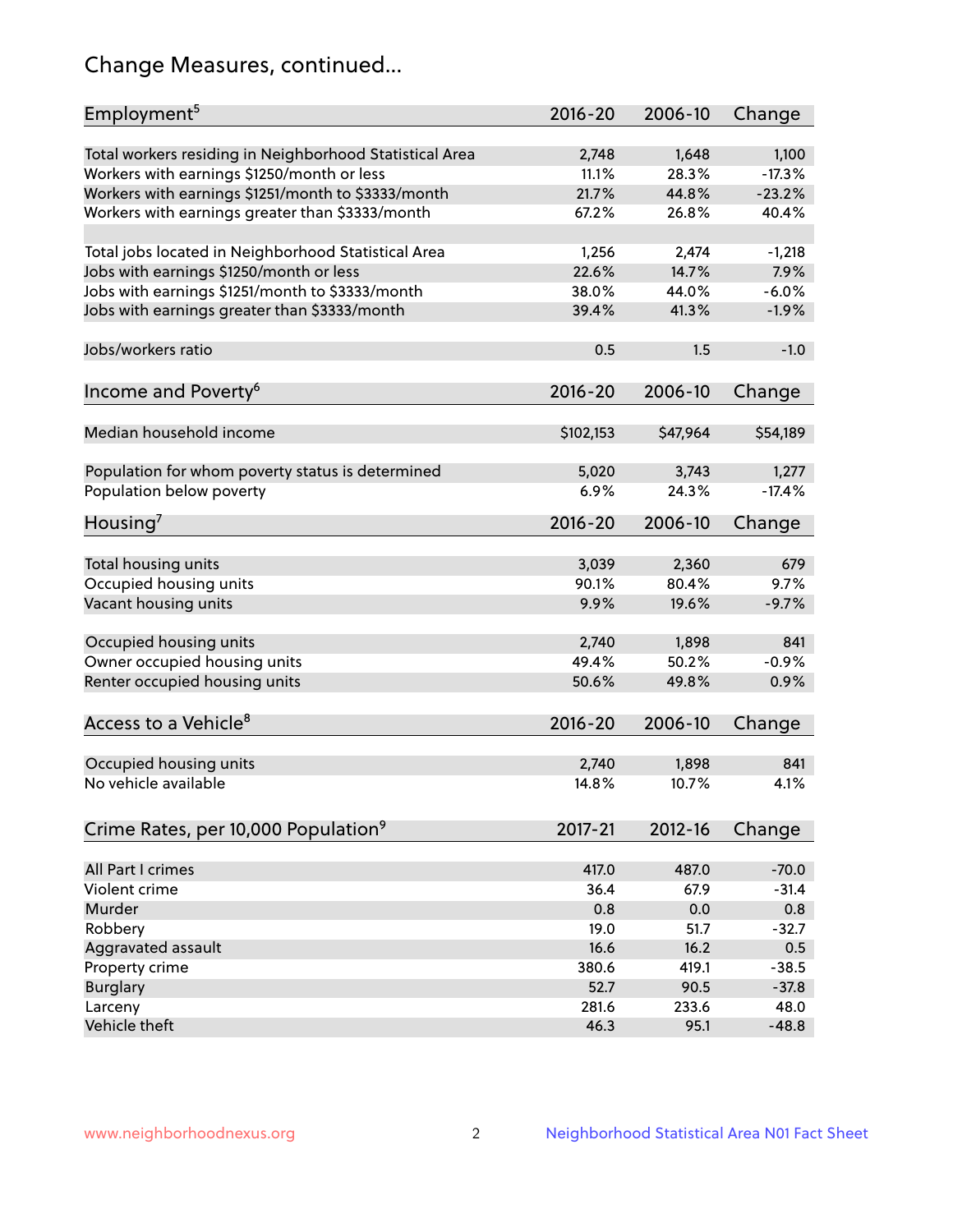## Change Measures, continued...

| Employment[5] | 2016-20 | 2006-10 | Change |
|---|---|---|---|
| Total workers residing in Neighborhood Statistical Area | 2,748 | 1,648 | 1,100 |
| Workers with earnings $1250/month or less | 11.1% | 28.3% | -17.3% |
| Workers with earnings $1251/month to $3333/month | 21.7% | 44.8% | -23.2% |
| Workers with earnings greater than $3333/month | 67.2% | 26.8% | 40.4% |
| | | | |
| Total jobs located in Neighborhood Statistical Area | 1,256 | 2,474 | -1,218 |
| Jobs with earnings $1250/month or less | 22.6% | 14.7% | 7.9% |
| Jobs with earnings $1251/month to $3333/month | 38.0% | 44.0% | -6.0% |
| Jobs with earnings greater than $3333/month | 39.4% | 41.3% | -1.9% |
| | | | |
| Jobs/workers ratio | 0.5 | 1.5 | -1.0 |

| Income and Poverty[6] | 2016-20 | 2006-10 | Change |
|---|---|---|---|
| Median household income | $102,153 | $47,964 | $54,189 |
| | | | |
| Population for whom poverty status is determined | 5,020 | 3,743 | 1,277 |
| Population below poverty | 6.9% | 24.3% | -17.4% |

| Housing[7] | 2016-20 | 2006-10 | Change |
|---|---|---|---|
| Total housing units | 3,039 | 2,360 | 679 |
| Occupied housing units | 90.1% | 80.4% | 9.7% |
| Vacant housing units | 9.9% | 19.6% | -9.7% |
| | | | |
| Occupied housing units | 2,740 | 1,898 | 841 |
| Owner occupied housing units | 49.4% | 50.2% | -0.9% |
| Renter occupied housing units | 50.6% | 49.8% | 0.9% |

| Access to a Vehicle[8] | 2016-20 | 2006-10 | Change |
|---|---|---|---|
| Occupied housing units | 2,740 | 1,898 | 841 |
| No vehicle available | 14.8% | 10.7% | 4.1% |

| Crime Rates, per 10,000 Population[9] | 2017-21 | 2012-16 | Change |
|---|---|---|---|
| All Part I crimes | 417.0 | 487.0 | -70.0 |
| Violent crime | 36.4 | 67.9 | -31.4 |
| Murder | 0.8 | 0.0 | 0.8 |
| Robbery | 19.0 | 51.7 | -32.7 |
| Aggravated assault | 16.6 | 16.2 | 0.5 |
| Property crime | 380.6 | 419.1 | -38.5 |
| Burglary | 52.7 | 90.5 | -37.8 |
| Larceny | 281.6 | 233.6 | 48.0 |
| Vehicle theft | 46.3 | 95.1 | -48.8 |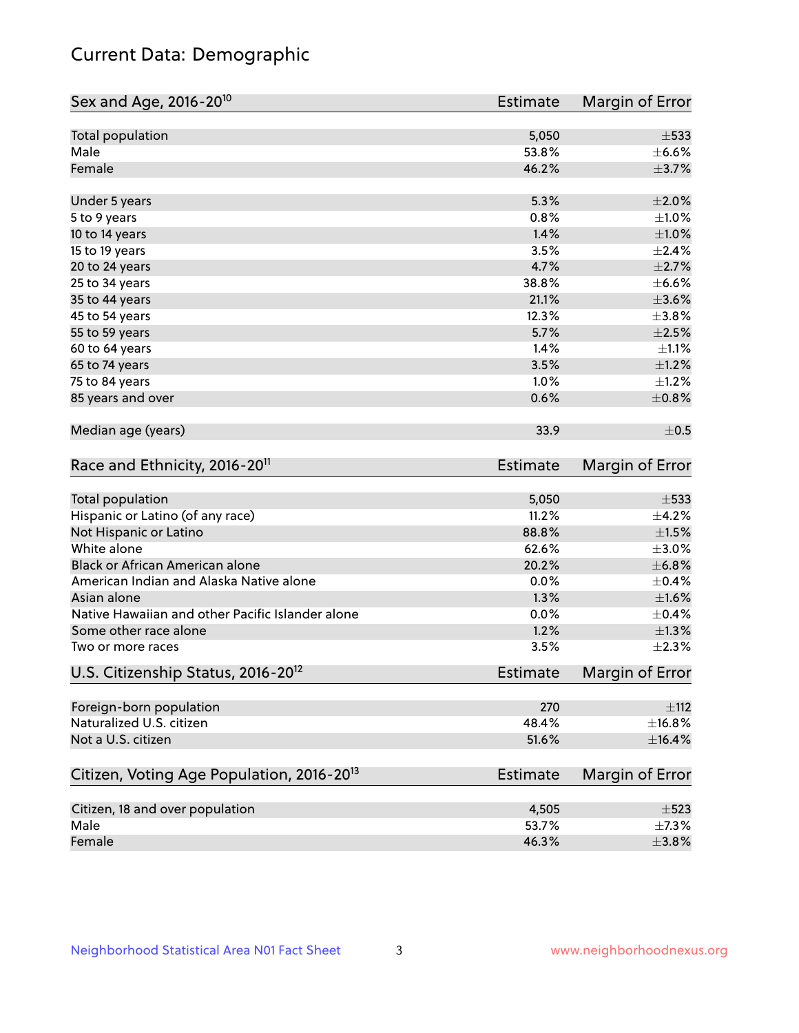# Current Data: Demographic

| Sex and Age, 2016-20[10] | Estimate | Margin of Error |
|---|---|---|
| Total population | 5,050 | ±533 |
| Male | 53.8% | ±6.6% |
| Female | 46.2% | ±3.7% |
| Under 5 years | 5.3% | ±2.0% |
| 5 to 9 years | 0.8% | ±1.0% |
| 10 to 14 years | 1.4% | ±1.0% |
| 15 to 19 years | 3.5% | ±2.4% |
| 20 to 24 years | 4.7% | ±2.7% |
| 25 to 34 years | 38.8% | ±6.6% |
| 35 to 44 years | 21.1% | ±3.6% |
| 45 to 54 years | 12.3% | ±3.8% |
| 55 to 59 years | 5.7% | ±2.5% |
| 60 to 64 years | 1.4% | ±1.1% |
| 65 to 74 years | 3.5% | ±1.2% |
| 75 to 84 years | 1.0% | ±1.2% |
| 85 years and over | 0.6% | ±0.8% |
| Median age (years) | 33.9 | ±0.5 |

| Race and Ethnicity, 2016-20[11] | Estimate | Margin of Error |
|---|---|---|
| Total population | 5,050 | ±533 |
| Hispanic or Latino (of any race) | 11.2% | ±4.2% |
| Not Hispanic or Latino | 88.8% | ±1.5% |
| White alone | 62.6% | ±3.0% |
| Black or African American alone | 20.2% | ±6.8% |
| American Indian and Alaska Native alone | 0.0% | ±0.4% |
| Asian alone | 1.3% | ±1.6% |
| Native Hawaiian and other Pacific Islander alone | 0.0% | ±0.4% |
| Some other race alone | 1.2% | ±1.3% |
| Two or more races | 3.5% | ±2.3% |

| U.S. Citizenship Status, 2016-20[12] | Estimate | Margin of Error |
|---|---|---|
| Foreign-born population | 270 | ±112 |
| Naturalized U.S. citizen | 48.4% | ±16.8% |
| Not a U.S. citizen | 51.6% | ±16.4% |

| Citizen, Voting Age Population, 2016-20[13] | Estimate | Margin of Error |
|---|---|---|
| Citizen, 18 and over population | 4,505 | ±523 |
| Male | 53.7% | ±7.3% |
| Female | 46.3% | ±3.8% |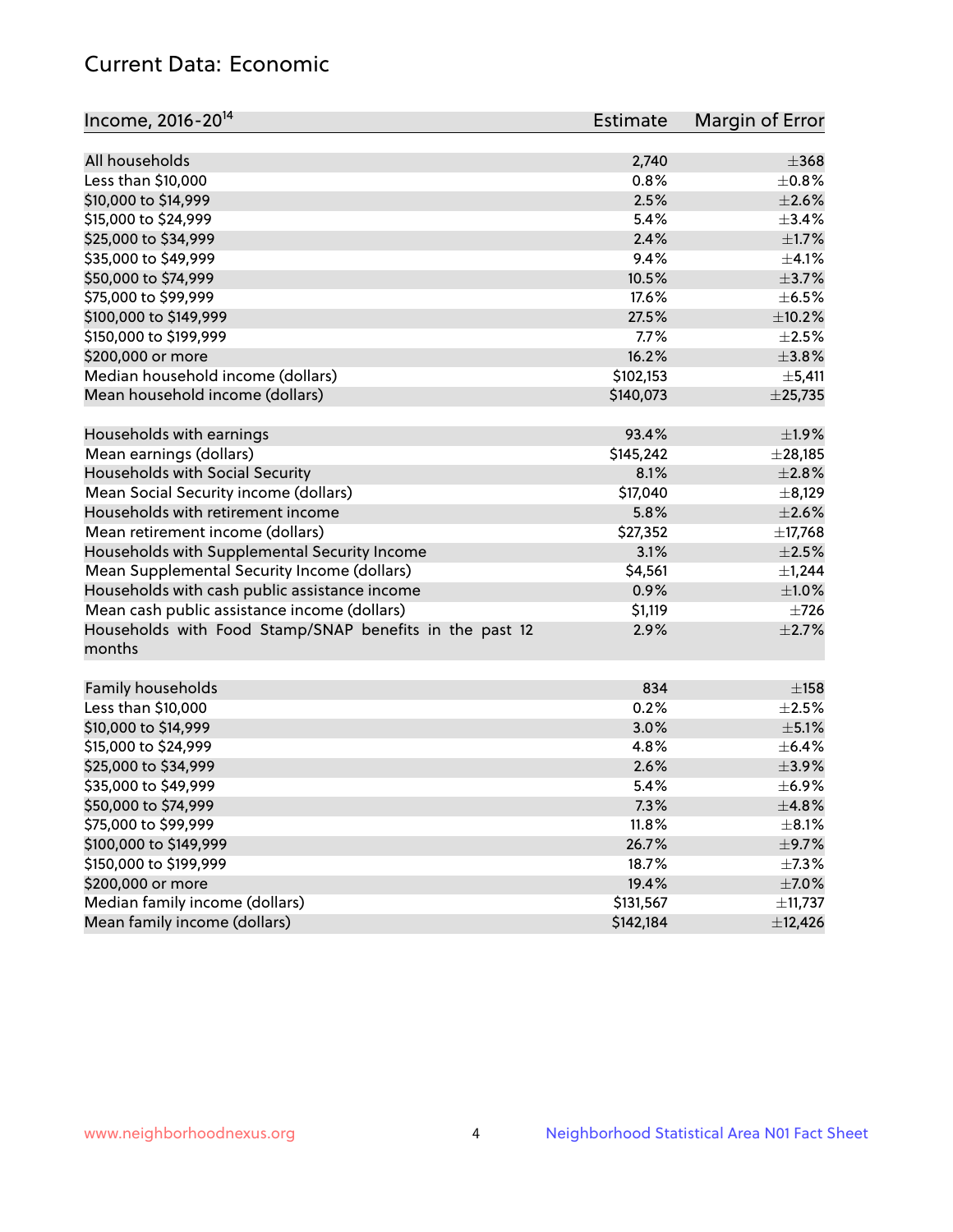## Current Data: Economic

| Income, 2016-20[14] | Estimate | Margin of Error |
|---|---|---|
| All households | 2,740 | ±368 |
| Less than $10,000 | 0.8% | ±0.8% |
| $10,000 to $14,999 | 2.5% | ±2.6% |
| $15,000 to $24,999 | 5.4% | ±3.4% |
| $25,000 to $34,999 | 2.4% | ±1.7% |
| $35,000 to $49,999 | 9.4% | ±4.1% |
| $50,000 to $74,999 | 10.5% | ±3.7% |
| $75,000 to $99,999 | 17.6% | ±6.5% |
| $100,000 to $149,999 | 27.5% | ±10.2% |
| $150,000 to $199,999 | 7.7% | ±2.5% |
| $200,000 or more | 16.2% | ±3.8% |
| Median household income (dollars) | $102,153 | ±5,411 |
| Mean household income (dollars) | $140,073 | ±25,735 |
| | | |
| Households with earnings | 93.4% | ±1.9% |
| Mean earnings (dollars) | $145,242 | ±28,185 |
| Households with Social Security | 8.1% | ±2.8% |
| Mean Social Security income (dollars) | $17,040 | ±8,129 |
| Households with retirement income | 5.8% | ±2.6% |
| Mean retirement income (dollars) | $27,352 | ±17,768 |
| Households with Supplemental Security Income | 3.1% | ±2.5% |
| Mean Supplemental Security Income (dollars) | $4,561 | ±1,244 |
| Households with cash public assistance income | 0.9% | ±1.0% |
| Mean cash public assistance income (dollars) | $1,119 | ±726 |
| Households with Food Stamp/SNAP benefits in the past 12 months | 2.9% | ±2.7% |
| | | |
| Family households | 834 | ±158 |
| Less than $10,000 | 0.2% | ±2.5% |
| $10,000 to $14,999 | 3.0% | ±5.1% |
| $15,000 to $24,999 | 4.8% | ±6.4% |
| $25,000 to $34,999 | 2.6% | ±3.9% |
| $35,000 to $49,999 | 5.4% | ±6.9% |
| $50,000 to $74,999 | 7.3% | ±4.8% |
| $75,000 to $99,999 | 11.8% | ±8.1% |
| $100,000 to $149,999 | 26.7% | ±9.7% |
| $150,000 to $199,999 | 18.7% | ±7.3% |
| $200,000 or more | 19.4% | ±7.0% |
| Median family income (dollars) | $131,567 | ±11,737 |
| Mean family income (dollars) | $142,184 | ±12,426 |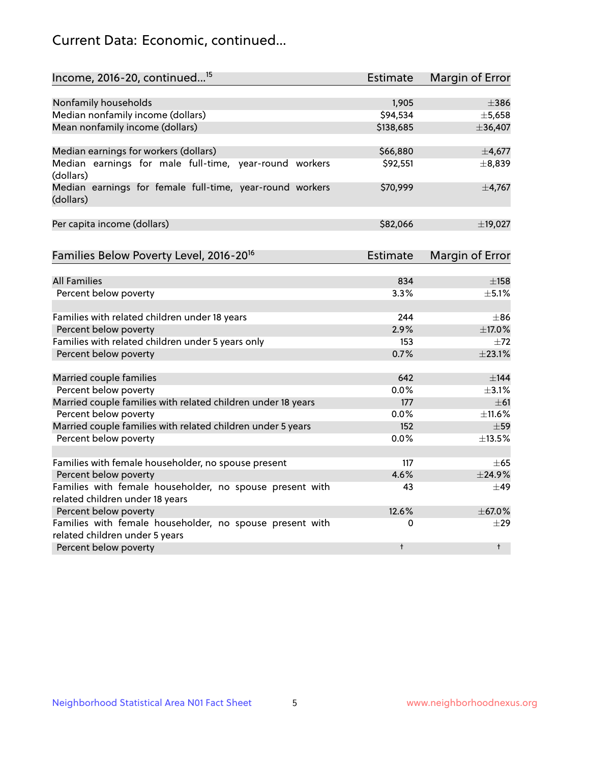## Current Data: Economic, continued...

| Income, 2016-20, continued...[15] | Estimate | Margin of Error |
|---|---|---|
| Nonfamily households | 1,905 | ±386 |
| Median nonfamily income (dollars) | $94,534 | ±5,658 |
| Mean nonfamily income (dollars) | $138,685 | ±36,407 |
| | | |
| Median earnings for workers (dollars) | $66,880 | ±4,677 |
| Median earnings for male full-time, year-round workers (dollars) | $92,551 | ±8,839 |
| Median earnings for female full-time, year-round workers (dollars) | $70,999 | ±4,767 |
| | | |
| Per capita income (dollars) | $82,066 | ±19,027 |

| Families Below Poverty Level, 2016-20[16] | Estimate | Margin of Error |
|---|---|---|
| All Families | 834 | ±158 |
| Percent below poverty | 3.3% | ±5.1% |
| | | |
| Families with related children under 18 years | 244 | ±86 |
| Percent below poverty | 2.9% | ±17.0% |
| Families with related children under 5 years only | 153 | ±72 |
| Percent below poverty | 0.7% | ±23.1% |
| | | |
| Married couple families | 642 | ±144 |
| Percent below poverty | 0.0% | ±3.1% |
| Married couple families with related children under 18 years | 177 | ±61 |
| Percent below poverty | 0.0% | ±11.6% |
| Married couple families with related children under 5 years | 152 | ±59 |
| Percent below poverty | 0.0% | ±13.5% |
| | | |
| Families with female householder, no spouse present | 117 | ±65 |
| Percent below poverty | 4.6% | ±24.9% |
| Families with female householder, no spouse present with related children under 18 years | 43 | ±49 |
| Percent below poverty | 12.6% | ±67.0% |
| Families with female householder, no spouse present with related children under 5 years | 0 | ±29 |
| Percent below poverty | † | † |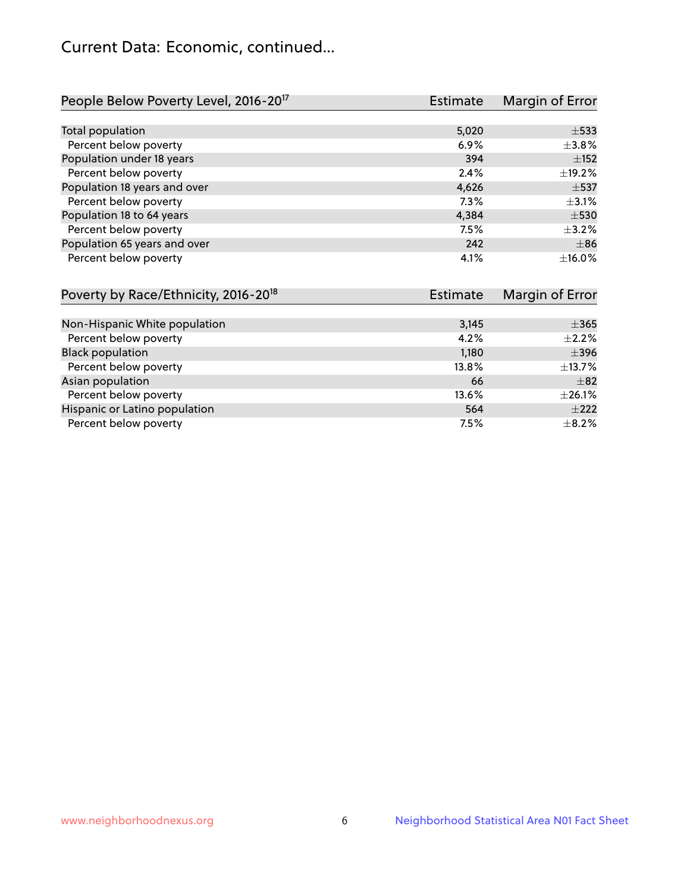# Current Data: Economic, continued...

| People Below Poverty Level, 2016-20[17] | Estimate | Margin of Error |
|---|---|---|
| Total population | 5,020 | ±533 |
| Percent below poverty | 6.9% | ±3.8% |
| Population under 18 years | 394 | ±152 |
| Percent below poverty | 2.4% | ±19.2% |
| Population 18 years and over | 4,626 | ±537 |
| Percent below poverty | 7.3% | ±3.1% |
| Population 18 to 64 years | 4,384 | ±530 |
| Percent below poverty | 7.5% | ±3.2% |
| Population 65 years and over | 242 | ±86 |
| Percent below poverty | 4.1% | ±16.0% |

| Poverty by Race/Ethnicity, 2016-20[18] | Estimate | Margin of Error |
|---|---|---|
| Non-Hispanic White population | 3,145 | ±365 |
| Percent below poverty | 4.2% | ±2.2% |
| Black population | 1,180 | ±396 |
| Percent below poverty | 13.8% | ±13.7% |
| Asian population | 66 | ±82 |
| Percent below poverty | 13.6% | ±26.1% |
| Hispanic or Latino population | 564 | ±222 |
| Percent below poverty | 7.5% | ±8.2% |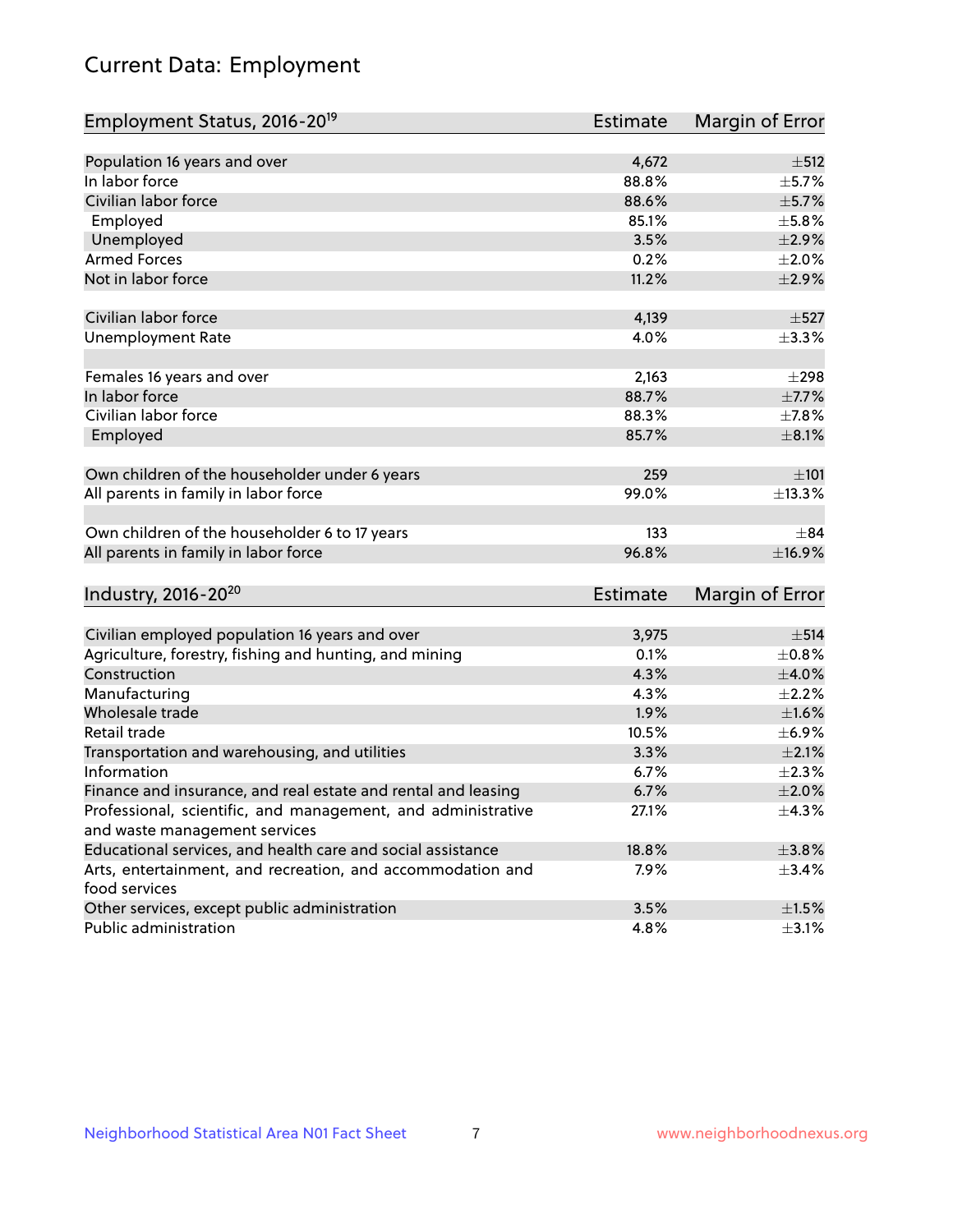# Current Data: Employment

| Employment Status, 2016-20[19] | Estimate | Margin of Error |
|---|---|---|
| Population 16 years and over | 4,672 | ±512 |
| In labor force | 88.8% | ±5.7% |
| Civilian labor force | 88.6% | ±5.7% |
| Employed | 85.1% | ±5.8% |
| Unemployed | 3.5% | ±2.9% |
| Armed Forces | 0.2% | ±2.0% |
| Not in labor force | 11.2% | ±2.9% |
| | | |
| Civilian labor force | 4,139 | ±527 |
| Unemployment Rate | 4.0% | ±3.3% |
| | | |
| Females 16 years and over | 2,163 | ±298 |
| In labor force | 88.7% | ±7.7% |
| Civilian labor force | 88.3% | ±7.8% |
| Employed | 85.7% | ±8.1% |
| | | |
| Own children of the householder under 6 years | 259 | ±101 |
| All parents in family in labor force | 99.0% | ±13.3% |
| | | |
| Own children of the householder 6 to 17 years | 133 | ±84 |
| All parents in family in labor force | 96.8% | ±16.9% |

| Industry, 2016-20[20] | Estimate | Margin of Error |
|---|---|---|
| Civilian employed population 16 years and over | 3,975 | ±514 |
| Agriculture, forestry, fishing and hunting, and mining | 0.1% | ±0.8% |
| Construction | 4.3% | ±4.0% |
| Manufacturing | 4.3% | ±2.2% |
| Wholesale trade | 1.9% | ±1.6% |
| Retail trade | 10.5% | ±6.9% |
| Transportation and warehousing, and utilities | 3.3% | ±2.1% |
| Information | 6.7% | ±2.3% |
| Finance and insurance, and real estate and rental and leasing | 6.7% | ±2.0% |
| Professional, scientific, and management, and administrative and waste management services | 27.1% | ±4.3% |
| Educational services, and health care and social assistance | 18.8% | ±3.8% |
| Arts, entertainment, and recreation, and accommodation and food services | 7.9% | ±3.4% |
| Other services, except public administration | 3.5% | ±1.5% |
| Public administration | 4.8% | ±3.1% |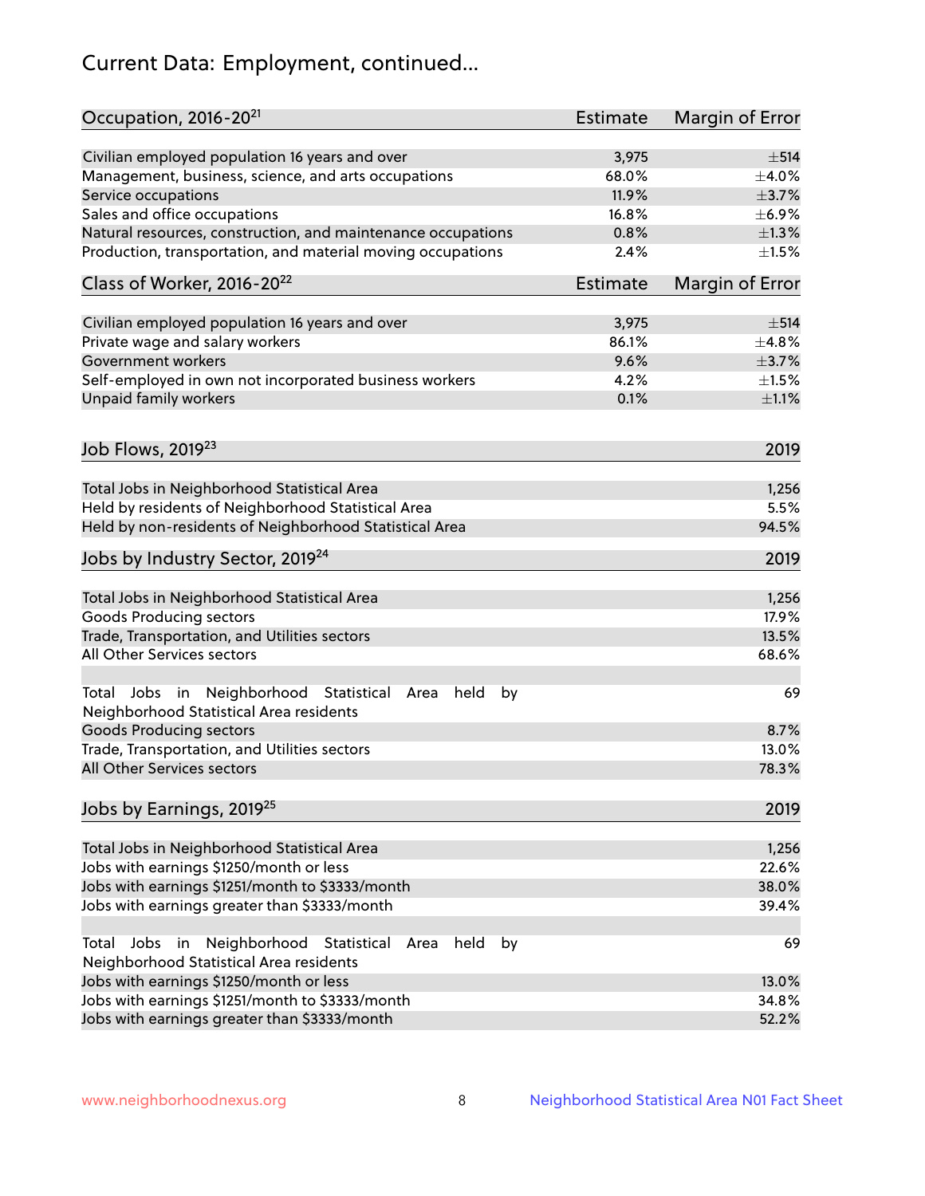## Current Data: Employment, continued...

| Occupation, 2016-20[21] | Estimate | Margin of Error |
| --- | --- | --- |
| Civilian employed population 16 years and over | 3,975 | ±514 |
| Management, business, science, and arts occupations | 68.0% | ±4.0% |
| Service occupations | 11.9% | ±3.7% |
| Sales and office occupations | 16.8% | ±6.9% |
| Natural resources, construction, and maintenance occupations | 0.8% | ±1.3% |
| Production, transportation, and material moving occupations | 2.4% | ±1.5% |

| Class of Worker, 2016-20[22] | Estimate | Margin of Error |
| --- | --- | --- |
| Civilian employed population 16 years and over | 3,975 | ±514 |
| Private wage and salary workers | 86.1% | ±4.8% |
| Government workers | 9.6% | ±3.7% |
| Self-employed in own not incorporated business workers | 4.2% | ±1.5% |
| Unpaid family workers | 0.1% | ±1.1% |

| Job Flows, 2019[23] | 2019 |
| --- | --- |
| Total Jobs in Neighborhood Statistical Area | 1,256 |
| Held by residents of Neighborhood Statistical Area | 5.5% |
| Held by non-residents of Neighborhood Statistical Area | 94.5% |

| Jobs by Industry Sector, 2019[24] | 2019 |
| --- | --- |
| Total Jobs in Neighborhood Statistical Area | 1,256 |
| Goods Producing sectors | 17.9% |
| Trade, Transportation, and Utilities sectors | 13.5% |
| All Other Services sectors | 68.6% |
| Total Jobs in Neighborhood Statistical Area held by Neighborhood Statistical Area residents | 69 |
| Goods Producing sectors | 8.7% |
| Trade, Transportation, and Utilities sectors | 13.0% |
| All Other Services sectors | 78.3% |

| Jobs by Earnings, 2019[25] | 2019 |
| --- | --- |
| Total Jobs in Neighborhood Statistical Area | 1,256 |
| Jobs with earnings $1250/month or less | 22.6% |
| Jobs with earnings $1251/month to $3333/month | 38.0% |
| Jobs with earnings greater than $3333/month | 39.4% |
| Total Jobs in Neighborhood Statistical Area held by Neighborhood Statistical Area residents | 69 |
| Jobs with earnings $1250/month or less | 13.0% |
| Jobs with earnings $1251/month to $3333/month | 34.8% |
| Jobs with earnings greater than $3333/month | 52.2% |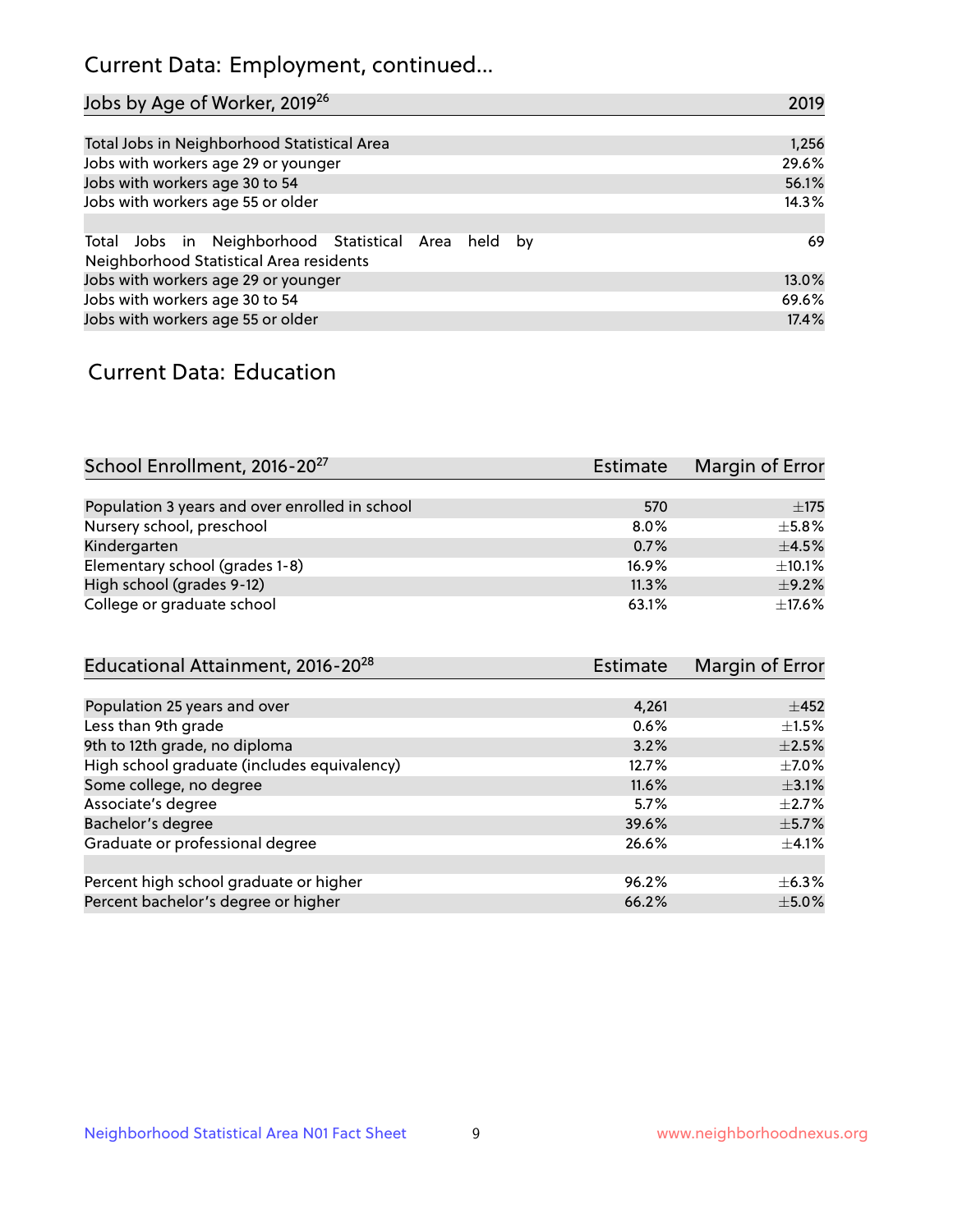## Current Data: Employment, continued...

| Jobs by Age of Worker, 2019[26] | 2019 |
|---|---|
| Total Jobs in Neighborhood Statistical Area | 1,256 |
| Jobs with workers age 29 or younger | 29.6% |
| Jobs with workers age 30 to 54 | 56.1% |
| Jobs with workers age 55 or older | 14.3% |
| | |
| Total Jobs in Neighborhood Statistical Area held by Neighborhood Statistical Area residents | 69 |
| Jobs with workers age 29 or younger | 13.0% |
| Jobs with workers age 30 to 54 | 69.6% |
| Jobs with workers age 55 or older | 17.4% |

## Current Data: Education

| School Enrollment, 2016-20[27] | Estimate | Margin of Error |
|---|---|---|
| Population 3 years and over enrolled in school | 570 | ±175 |
| Nursery school, preschool | 8.0% | ±5.8% |
| Kindergarten | 0.7% | ±4.5% |
| Elementary school (grades 1-8) | 16.9% | ±10.1% |
| High school (grades 9-12) | 11.3% | ±9.2% |
| College or graduate school | 63.1% | ±17.6% |

| Educational Attainment, 2016-20[28] | Estimate | Margin of Error |
|---|---|---|
| Population 25 years and over | 4,261 | ±452 |
| Less than 9th grade | 0.6% | ±1.5% |
| 9th to 12th grade, no diploma | 3.2% | ±2.5% |
| High school graduate (includes equivalency) | 12.7% | ±7.0% |
| Some college, no degree | 11.6% | ±3.1% |
| Associate's degree | 5.7% | ±2.7% |
| Bachelor's degree | 39.6% | ±5.7% |
| Graduate or professional degree | 26.6% | ±4.1% |
| | | |
| Percent high school graduate or higher | 96.2% | ±6.3% |
| Percent bachelor's degree or higher | 66.2% | ±5.0% |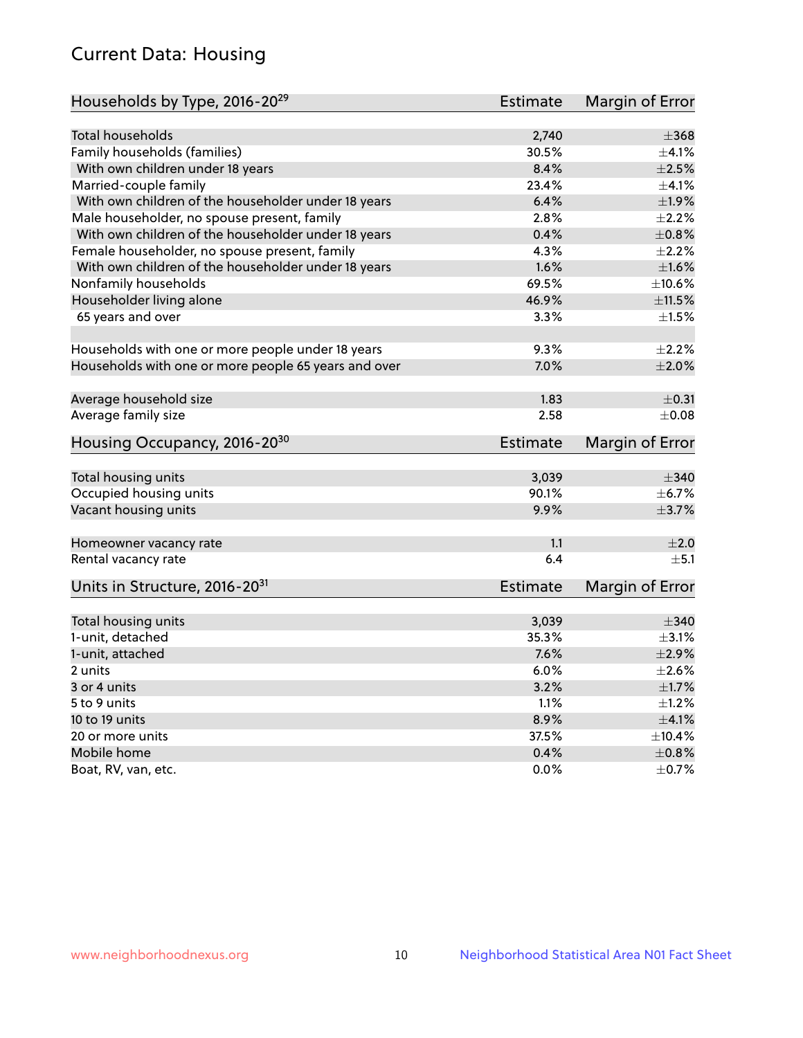## Current Data: Housing

| Households by Type, 2016-20[29] | Estimate | Margin of Error |
|---|---|---|
| Total households | 2,740 | ±368 |
| Family households (families) | 30.5% | ±4.1% |
| With own children under 18 years | 8.4% | ±2.5% |
| Married-couple family | 23.4% | ±4.1% |
| With own children of the householder under 18 years | 6.4% | ±1.9% |
| Male householder, no spouse present, family | 2.8% | ±2.2% |
| With own children of the householder under 18 years | 0.4% | ±0.8% |
| Female householder, no spouse present, family | 4.3% | ±2.2% |
| With own children of the householder under 18 years | 1.6% | ±1.6% |
| Nonfamily households | 69.5% | ±10.6% |
| Householder living alone | 46.9% | ±11.5% |
| 65 years and over | 3.3% | ±1.5% |
| | | |
| Households with one or more people under 18 years | 9.3% | ±2.2% |
| Households with one or more people 65 years and over | 7.0% | ±2.0% |
| | | |
| Average household size | 1.83 | ±0.31 |
| Average family size | 2.58 | ±0.08 |

| Housing Occupancy, 2016-20[30] | Estimate | Margin of Error |
|---|---|---|
| Total housing units | 3,039 | ±340 |
| Occupied housing units | 90.1% | ±6.7% |
| Vacant housing units | 9.9% | ±3.7% |
| | | |
| Homeowner vacancy rate | 1.1 | ±2.0 |
| Rental vacancy rate | 6.4 | ±5.1 |

| Units in Structure, 2016-20[31] | Estimate | Margin of Error |
|---|---|---|
| Total housing units | 3,039 | ±340 |
| 1-unit, detached | 35.3% | ±3.1% |
| 1-unit, attached | 7.6% | ±2.9% |
| 2 units | 6.0% | ±2.6% |
| 3 or 4 units | 3.2% | ±1.7% |
| 5 to 9 units | 1.1% | ±1.2% |
| 10 to 19 units | 8.9% | ±4.1% |
| 20 or more units | 37.5% | ±10.4% |
| Mobile home | 0.4% | ±0.8% |
| Boat, RV, van, etc. | 0.0% | ±0.7% |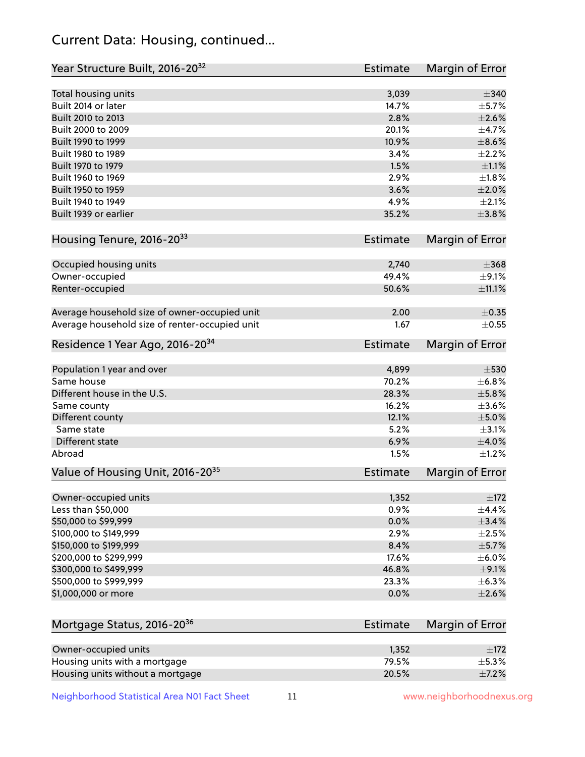# Current Data: Housing, continued...

| Year Structure Built, 2016-20[32] | Estimate | Margin of Error |
|---|---|---|
| Total housing units | 3,039 | ±340 |
| Built 2014 or later | 14.7% | ±5.7% |
| Built 2010 to 2013 | 2.8% | ±2.6% |
| Built 2000 to 2009 | 20.1% | ±4.7% |
| Built 1990 to 1999 | 10.9% | ±8.6% |
| Built 1980 to 1989 | 3.4% | ±2.2% |
| Built 1970 to 1979 | 1.5% | ±1.1% |
| Built 1960 to 1969 | 2.9% | ±1.8% |
| Built 1950 to 1959 | 3.6% | ±2.0% |
| Built 1940 to 1949 | 4.9% | ±2.1% |
| Built 1939 or earlier | 35.2% | ±3.8% |

| Housing Tenure, 2016-20[33] | Estimate | Margin of Error |
|---|---|---|
| Occupied housing units | 2,740 | ±368 |
| Owner-occupied | 49.4% | ±9.1% |
| Renter-occupied | 50.6% | ±11.1% |
| Average household size of owner-occupied unit | 2.00 | ±0.35 |
| Average household size of renter-occupied unit | 1.67 | ±0.55 |

| Residence 1 Year Ago, 2016-20[34] | Estimate | Margin of Error |
|---|---|---|
| Population 1 year and over | 4,899 | ±530 |
| Same house | 70.2% | ±6.8% |
| Different house in the U.S. | 28.3% | ±5.8% |
| Same county | 16.2% | ±3.6% |
| Different county | 12.1% | ±5.0% |
| Same state | 5.2% | ±3.1% |
| Different state | 6.9% | ±4.0% |
| Abroad | 1.5% | ±1.2% |

| Value of Housing Unit, 2016-20[35] | Estimate | Margin of Error |
|---|---|---|
| Owner-occupied units | 1,352 | ±172 |
| Less than $50,000 | 0.9% | ±4.4% |
| $50,000 to $99,999 | 0.0% | ±3.4% |
| $100,000 to $149,999 | 2.9% | ±2.5% |
| $150,000 to $199,999 | 8.4% | ±5.7% |
| $200,000 to $299,999 | 17.6% | ±6.0% |
| $300,000 to $499,999 | 46.8% | ±9.1% |
| $500,000 to $999,999 | 23.3% | ±6.3% |
| $1,000,000 or more | 0.0% | ±2.6% |

| Mortgage Status, 2016-20[36] | Estimate | Margin of Error |
|---|---|---|
| Owner-occupied units | 1,352 | ±172 |
| Housing units with a mortgage | 79.5% | ±5.3% |
| Housing units without a mortgage | 20.5% | ±7.2% |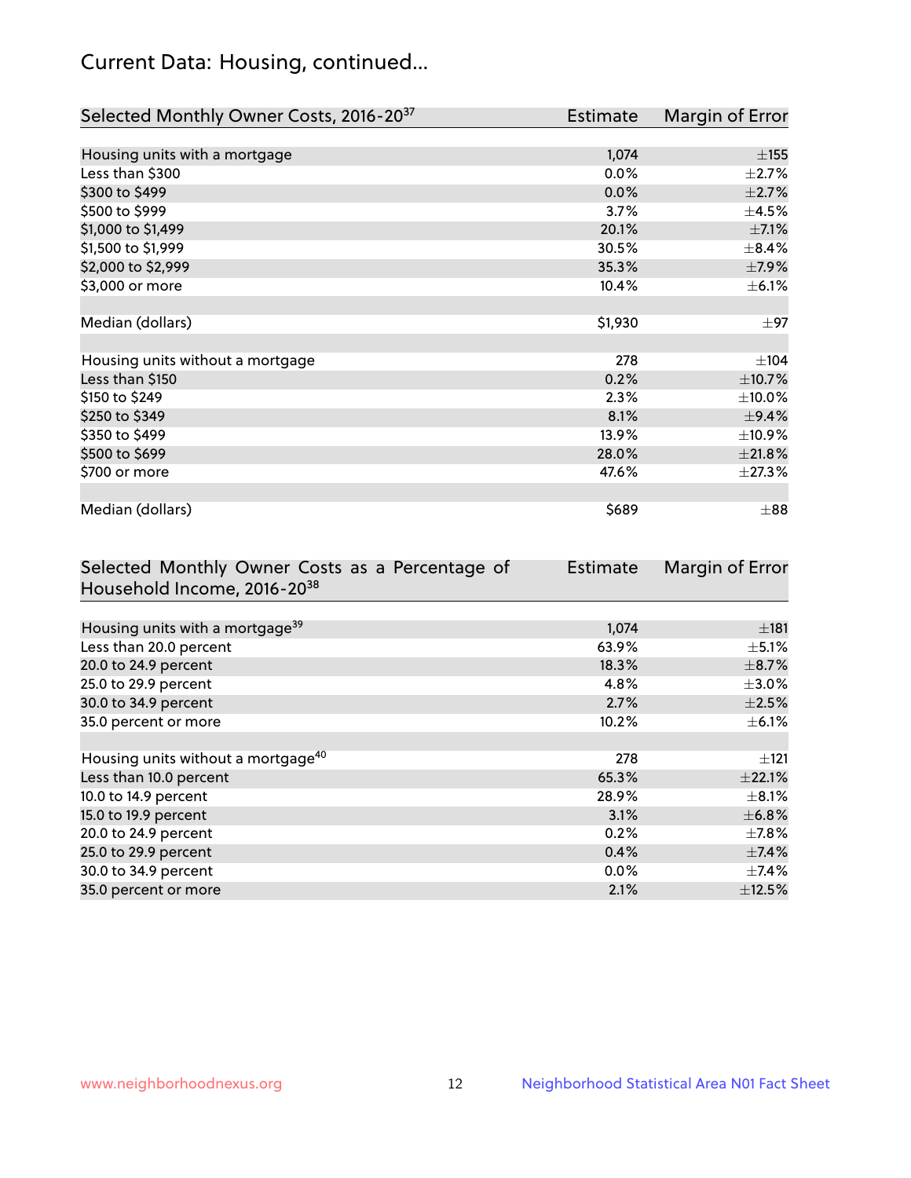## Current Data: Housing, continued...

| Selected Monthly Owner Costs, 2016-20[37] | Estimate | Margin of Error |
|---|---|---|
| Housing units with a mortgage | 1,074 | ±155 |
| Less than $300 | 0.0% | ±2.7% |
| $300 to $499 | 0.0% | ±2.7% |
| $500 to $999 | 3.7% | ±4.5% |
| $1,000 to $1,499 | 20.1% | ±7.1% |
| $1,500 to $1,999 | 30.5% | ±8.4% |
| $2,000 to $2,999 | 35.3% | ±7.9% |
| $3,000 or more | 10.4% | ±6.1% |
| | | |
| Median (dollars) | $1,930 | ±97 |
| | | |
| Housing units without a mortgage | 278 | ±104 |
| Less than $150 | 0.2% | ±10.7% |
| $150 to $249 | 2.3% | ±10.0% |
| $250 to $349 | 8.1% | ±9.4% |
| $350 to $499 | 13.9% | ±10.9% |
| $500 to $699 | 28.0% | ±21.8% |
| $700 or more | 47.6% | ±27.3% |
| | | |
| Median (dollars) | $689 | ±88 |

| Selected Monthly Owner Costs as a Percentage of Household Income, 2016-20[38] | Estimate | Margin of Error |
|---|---|---|
| Housing units with a mortgage[39] | 1,074 | ±181 |
| Less than 20.0 percent | 63.9% | ±5.1% |
| 20.0 to 24.9 percent | 18.3% | ±8.7% |
| 25.0 to 29.9 percent | 4.8% | ±3.0% |
| 30.0 to 34.9 percent | 2.7% | ±2.5% |
| 35.0 percent or more | 10.2% | ±6.1% |
| | | |
| Housing units without a mortgage[40] | 278 | ±121 |
| Less than 10.0 percent | 65.3% | ±22.1% |
| 10.0 to 14.9 percent | 28.9% | ±8.1% |
| 15.0 to 19.9 percent | 3.1% | ±6.8% |
| 20.0 to 24.9 percent | 0.2% | ±7.8% |
| 25.0 to 29.9 percent | 0.4% | ±7.4% |
| 30.0 to 34.9 percent | 0.0% | ±7.4% |
| 35.0 percent or more | 2.1% | ±12.5% |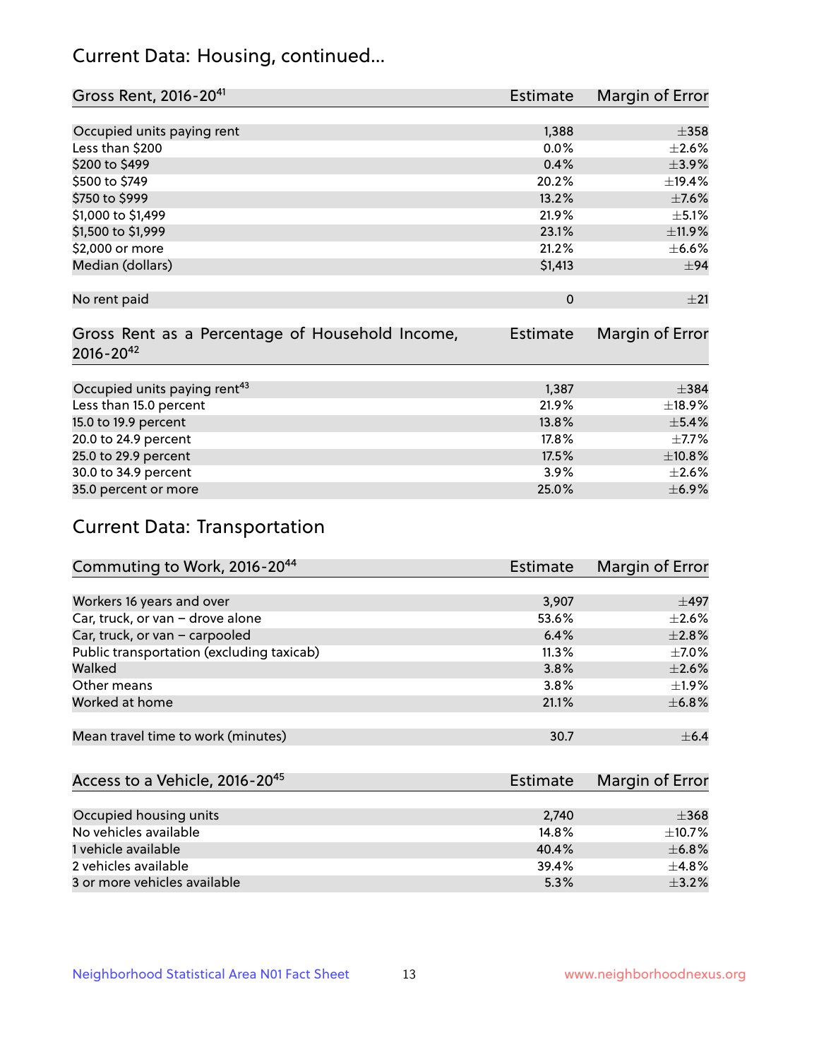## Current Data: Housing, continued...

| Gross Rent, 2016-20[41] | Estimate | Margin of Error |
|---|---|---|
| Occupied units paying rent | 1,388 | ±358 |
| Less than $200 | 0.0% | ±2.6% |
| $200 to $499 | 0.4% | ±3.9% |
| $500 to $749 | 20.2% | ±19.4% |
| $750 to $999 | 13.2% | ±7.6% |
| $1,000 to $1,499 | 21.9% | ±5.1% |
| $1,500 to $1,999 | 23.1% | ±11.9% |
| $2,000 or more | 21.2% | ±6.6% |
| Median (dollars) | $1,413 | ±94 |
| No rent paid | 0 | ±21 |

| Gross Rent as a Percentage of Household Income, 2016-20[42] | Estimate | Margin of Error |
|---|---|---|
| Occupied units paying rent[43] | 1,387 | ±384 |
| Less than 15.0 percent | 21.9% | ±18.9% |
| 15.0 to 19.9 percent | 13.8% | ±5.4% |
| 20.0 to 24.9 percent | 17.8% | ±7.7% |
| 25.0 to 29.9 percent | 17.5% | ±10.8% |
| 30.0 to 34.9 percent | 3.9% | ±2.6% |
| 35.0 percent or more | 25.0% | ±6.9% |

## Current Data: Transportation

| Commuting to Work, 2016-20[44] | Estimate | Margin of Error |
|---|---|---|
| Workers 16 years and over | 3,907 | ±497 |
| Car, truck, or van – drove alone | 53.6% | ±2.6% |
| Car, truck, or van – carpooled | 6.4% | ±2.8% |
| Public transportation (excluding taxicab) | 11.3% | ±7.0% |
| Walked | 3.8% | ±2.6% |
| Other means | 3.8% | ±1.9% |
| Worked at home | 21.1% | ±6.8% |
| Mean travel time to work (minutes) | 30.7 | ±6.4 |

| Access to a Vehicle, 2016-20[45] | Estimate | Margin of Error |
|---|---|---|
| Occupied housing units | 2,740 | ±368 |
| No vehicles available | 14.8% | ±10.7% |
| 1 vehicle available | 40.4% | ±6.8% |
| 2 vehicles available | 39.4% | ±4.8% |
| 3 or more vehicles available | 5.3% | ±3.2% |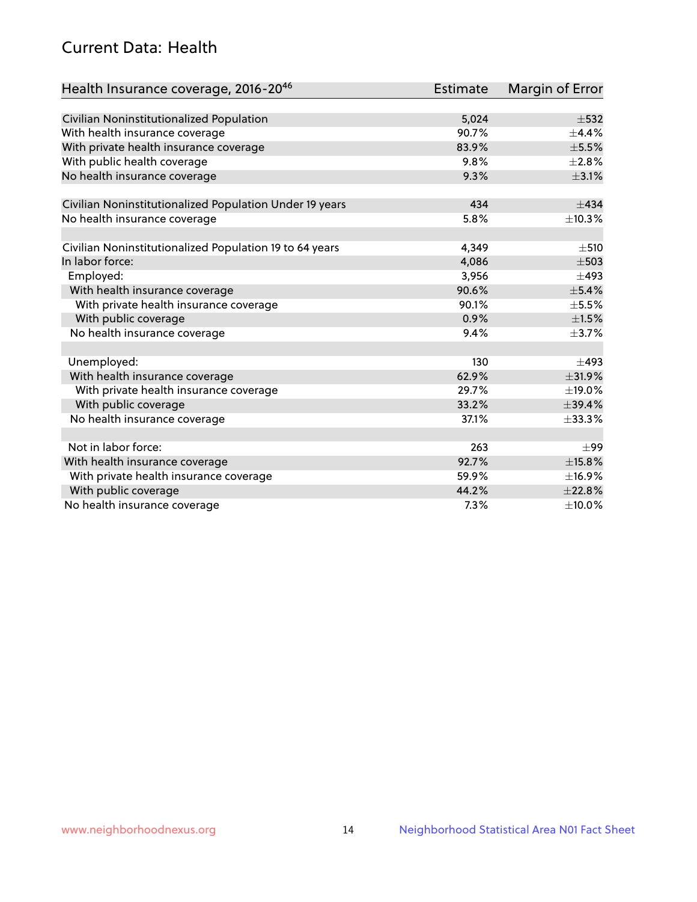## Current Data: Health

| Health Insurance coverage, 2016-20[46] | Estimate | Margin of Error |
| --- | --- | --- |
| Civilian Noninstitutionalized Population | 5,024 | ±532 |
| With health insurance coverage | 90.7% | ±4.4% |
| With private health insurance coverage | 83.9% | ±5.5% |
| With public health coverage | 9.8% | ±2.8% |
| No health insurance coverage | 9.3% | ±3.1% |
| | | |
| Civilian Noninstitutionalized Population Under 19 years | 434 | ±434 |
| No health insurance coverage | 5.8% | ±10.3% |
| | | |
| Civilian Noninstitutionalized Population 19 to 64 years | 4,349 | ±510 |
| In labor force: | 4,086 | ±503 |
| Employed: | 3,956 | ±493 |
| With health insurance coverage | 90.6% | ±5.4% |
| With private health insurance coverage | 90.1% | ±5.5% |
| With public coverage | 0.9% | ±1.5% |
| No health insurance coverage | 9.4% | ±3.7% |
| | | |
| Unemployed: | 130 | ±493 |
| With health insurance coverage | 62.9% | ±31.9% |
| With private health insurance coverage | 29.7% | ±19.0% |
| With public coverage | 33.2% | ±39.4% |
| No health insurance coverage | 37.1% | ±33.3% |
| | | |
| Not in labor force: | 263 | ±99 |
| With health insurance coverage | 92.7% | ±15.8% |
| With private health insurance coverage | 59.9% | ±16.9% |
| With public coverage | 44.2% | ±22.8% |
| No health insurance coverage | 7.3% | ±10.0% |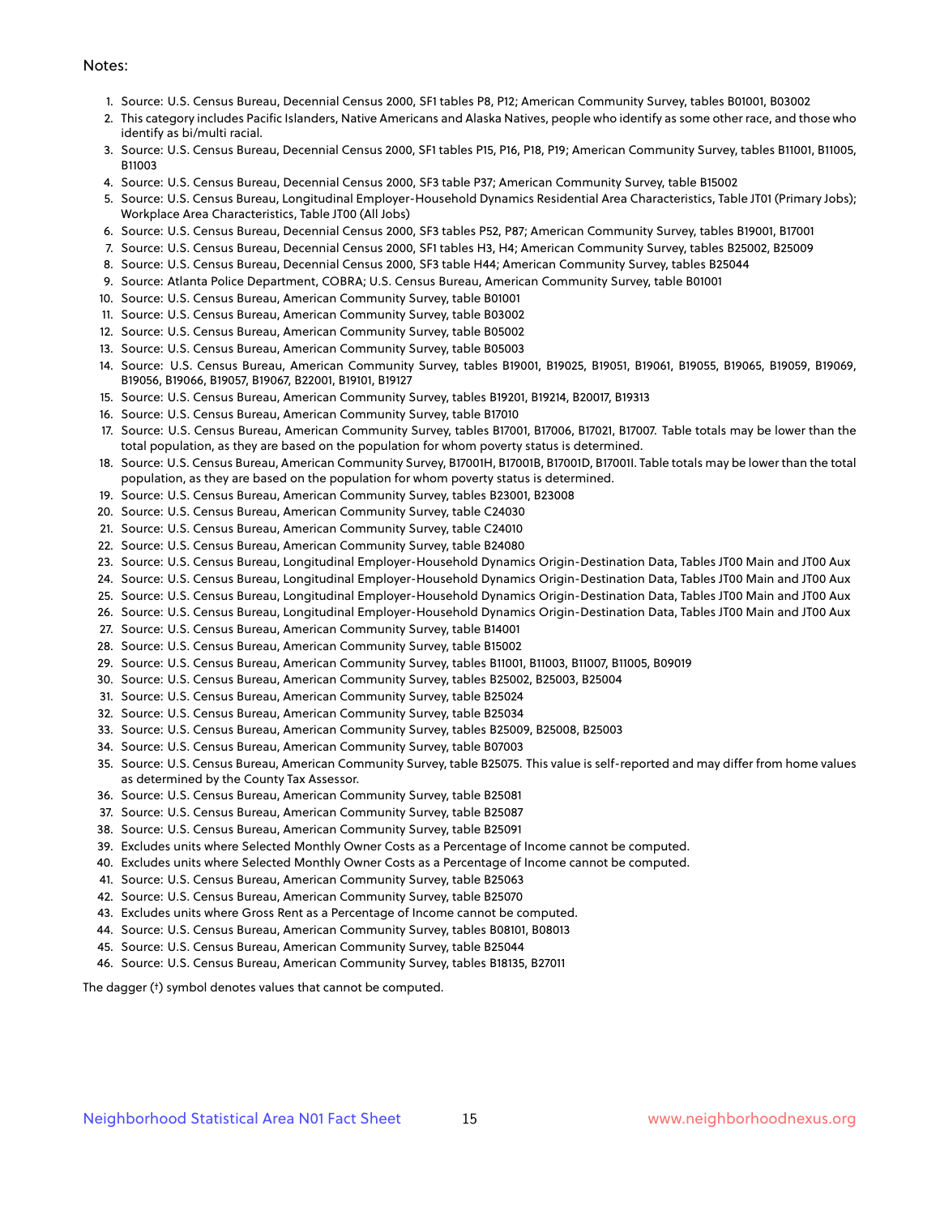Notes:

1. Source: U.S. Census Bureau, Decennial Census 2000, SF1 tables P8, P12; American Community Survey, tables B01001, B03002
2. This category includes Pacific Islanders, Native Americans and Alaska Natives, people who identify as some other race, and those who identify as bi/multi racial.
3. Source: U.S. Census Bureau, Decennial Census 2000, SF1 tables P15, P16, P18, P19; American Community Survey, tables B11001, B11005, B11003
4. Source: U.S. Census Bureau, Decennial Census 2000, SF3 table P37; American Community Survey, table B15002
5. Source: U.S. Census Bureau, Longitudinal Employer-Household Dynamics Residential Area Characteristics, Table JT01 (Primary Jobs); Workplace Area Characteristics, Table JT00 (All Jobs)
6. Source: U.S. Census Bureau, Decennial Census 2000, SF3 tables P52, P87; American Community Survey, tables B19001, B17001
7. Source: U.S. Census Bureau, Decennial Census 2000, SF1 tables H3, H4; American Community Survey, tables B25002, B25009
8. Source: U.S. Census Bureau, Decennial Census 2000, SF3 table H44; American Community Survey, tables B25044
9. Source: Atlanta Police Department, COBRA; U.S. Census Bureau, American Community Survey, table B01001
10. Source: U.S. Census Bureau, American Community Survey, table B01001
11. Source: U.S. Census Bureau, American Community Survey, table B03002
12. Source: U.S. Census Bureau, American Community Survey, table B05002
13. Source: U.S. Census Bureau, American Community Survey, table B05003
14. Source: U.S. Census Bureau, American Community Survey, tables B19001, B19025, B19051, B19061, B19055, B19065, B19059, B19069, B19056, B19066, B19057, B19067, B22001, B19101, B19127
15. Source: U.S. Census Bureau, American Community Survey, tables B19201, B19214, B20017, B19313
16. Source: U.S. Census Bureau, American Community Survey, table B17010
17. Source: U.S. Census Bureau, American Community Survey, tables B17001, B17006, B17021, B17007. Table totals may be lower than the total population, as they are based on the population for whom poverty status is determined.
18. Source: U.S. Census Bureau, American Community Survey, B17001H, B17001B, B17001D, B17001I. Table totals may be lower than the total population, as they are based on the population for whom poverty status is determined.
19. Source: U.S. Census Bureau, American Community Survey, tables B23001, B23008
20. Source: U.S. Census Bureau, American Community Survey, table C24030
21. Source: U.S. Census Bureau, American Community Survey, table C24010
22. Source: U.S. Census Bureau, American Community Survey, table B24080
23. Source: U.S. Census Bureau, Longitudinal Employer-Household Dynamics Origin-Destination Data, Tables JT00 Main and JT00 Aux
24. Source: U.S. Census Bureau, Longitudinal Employer-Household Dynamics Origin-Destination Data, Tables JT00 Main and JT00 Aux
25. Source: U.S. Census Bureau, Longitudinal Employer-Household Dynamics Origin-Destination Data, Tables JT00 Main and JT00 Aux
26. Source: U.S. Census Bureau, Longitudinal Employer-Household Dynamics Origin-Destination Data, Tables JT00 Main and JT00 Aux
27. Source: U.S. Census Bureau, American Community Survey, table B14001
28. Source: U.S. Census Bureau, American Community Survey, table B15002
29. Source: U.S. Census Bureau, American Community Survey, tables B11001, B11003, B11007, B11005, B09019
30. Source: U.S. Census Bureau, American Community Survey, tables B25002, B25003, B25004
31. Source: U.S. Census Bureau, American Community Survey, table B25024
32. Source: U.S. Census Bureau, American Community Survey, table B25034
33. Source: U.S. Census Bureau, American Community Survey, tables B25009, B25008, B25003
34. Source: U.S. Census Bureau, American Community Survey, table B07003
35. Source: U.S. Census Bureau, American Community Survey, table B25075. This value is self-reported and may differ from home values as determined by the County Tax Assessor.
36. Source: U.S. Census Bureau, American Community Survey, table B25081
37. Source: U.S. Census Bureau, American Community Survey, table B25087
38. Source: U.S. Census Bureau, American Community Survey, table B25091
39. Excludes units where Selected Monthly Owner Costs as a Percentage of Income cannot be computed.
40. Excludes units where Selected Monthly Owner Costs as a Percentage of Income cannot be computed.
41. Source: U.S. Census Bureau, American Community Survey, table B25063
42. Source: U.S. Census Bureau, American Community Survey, table B25070
43. Excludes units where Gross Rent as a Percentage of Income cannot be computed.
44. Source: U.S. Census Bureau, American Community Survey, tables B08101, B08013
45. Source: U.S. Census Bureau, American Community Survey, table B25044
46. Source: U.S. Census Bureau, American Community Survey, tables B18135, B27011

The dagger (†) symbol denotes values that cannot be computed.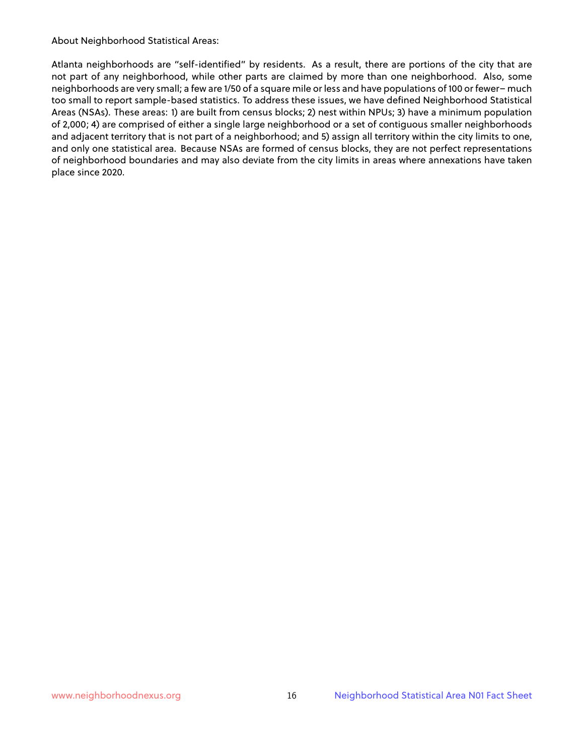About Neighborhood Statistical Areas:

Atlanta neighborhoods are "self-identified" by residents. As a result, there are portions of the city that are not part of any neighborhood, while other parts are claimed by more than one neighborhood. Also, some neighborhoods are very small; a few are 1/50 of a square mile or less and have populations of 100 or fewer– much too small to report sample-based statistics. To address these issues, we have defined Neighborhood Statistical Areas (NSAs). These areas: 1) are built from census blocks; 2) nest within NPUs; 3) have a minimum population of 2,000; 4) are comprised of either a single large neighborhood or a set of contiguous smaller neighborhoods and adjacent territory that is not part of a neighborhood; and 5) assign all territory within the city limits to one, and only one statistical area. Because NSAs are formed of census blocks, they are not perfect representations of neighborhood boundaries and may also deviate from the city limits in areas where annexations have taken place since 2020.